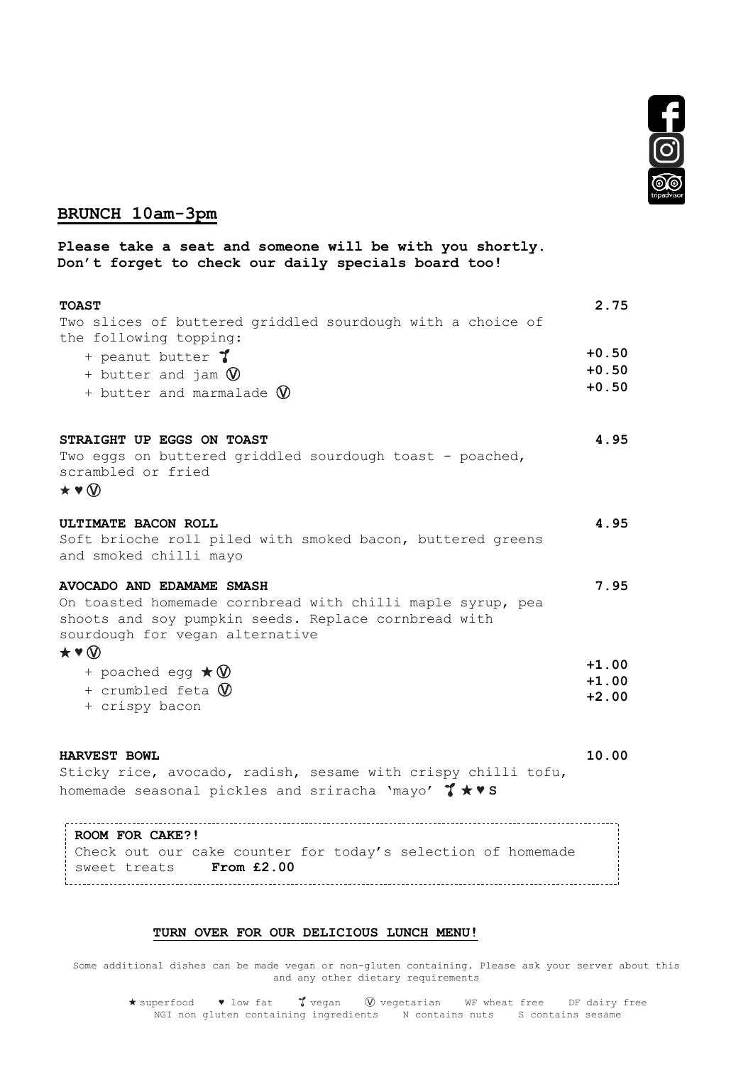## BRUNCH 10am-3pm

**Please take a seat and someone will be with you shortly. Don't forget to check our daily specials board too!**

**TOAST** **2.75**
Two slices of buttered griddled sourdough with a choice of the following topping:
- + peanut butter 🌱 **+0.50**
- + butter and jam Ⓥ **+0.50**
- + butter and marmalade Ⓥ **+0.50**

**STRAIGHT UP EGGS ON TOAST** **4.95**
Two eggs on buttered griddled sourdough toast - poached, scrambled or fried
★ ♥ Ⓥ

**ULTIMATE BACON ROLL** **4.95**
Soft brioche roll piled with smoked bacon, buttered greens and smoked chilli mayo

**AVOCADO AND EDAMAME SMASH** **7.95**
On toasted homemade cornbread with chilli maple syrup, pea shoots and soy pumpkin seeds. Replace cornbread with sourdough for vegan alternative
★ ♥ Ⓥ
- + poached egg ★ Ⓥ **+1.00**
- + crumbled feta Ⓥ **+1.00**
- + crispy bacon **+2.00**

**HARVEST BOWL** **10.00**
Sticky rice, avocado, radish, sesame with crispy chilli tofu, homemade seasonal pickles and sriracha 'mayo' 🌱 ★ ♥ **S**

**ROOM FOR CAKE?!**
Check out our cake counter for today's selection of homemade sweet treats **From £2.00**

**TURN OVER FOR OUR DELICIOUS LUNCH MENU!**

Some additional dishes can be made vegan or non-gluten containing. Please ask your server about this and any other dietary requirements

★ superfood ♥ low fat 🌱 vegan Ⓥ vegetarian WF wheat free DF dairy free
NGI non gluten containing ingredients N contains nuts S contains sesame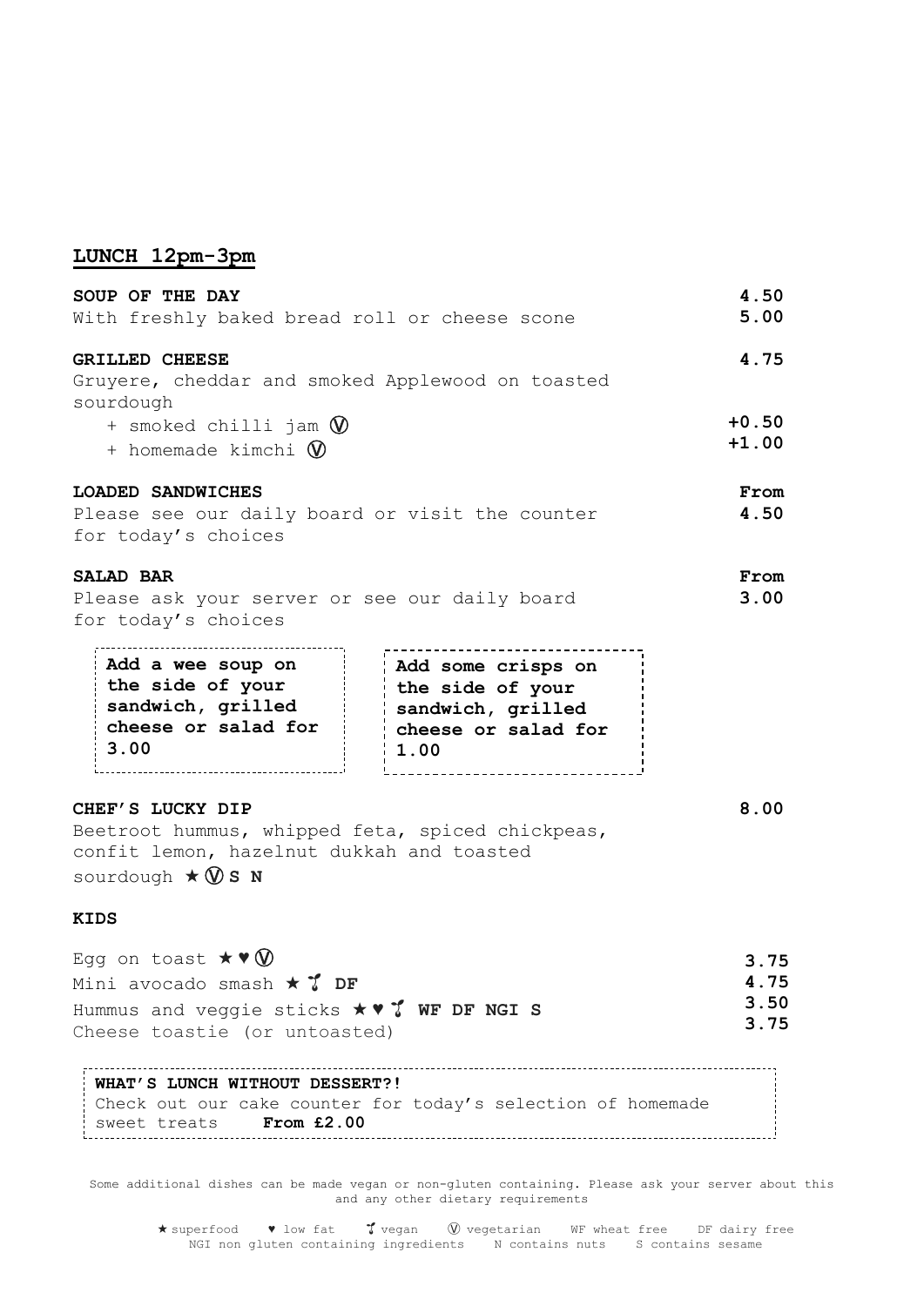## LUNCH 12pm-3pm

**SOUP OF THE DAY** — **4.50** / **5.00**
With freshly baked bread roll or cheese scone

**GRILLED CHEESE** — **4.75**
Gruyere, cheddar and smoked Applewood on toasted sourdough
- + smoked chilli jam Ⓥ — **+0.50**
- + homemade kimchi Ⓥ — **+1.00**

**LOADED SANDWICHES** — **From 4.50**
Please see our daily board or visit the counter for today's choices

**SALAD BAR** — **From 3.00**
Please ask your server or see our daily board for today's choices

**Add a wee soup on the side of your sandwich, grilled cheese or salad for 3.00**

**Add some crisps on the side of your sandwich, grilled cheese or salad for 1.00**

**CHEF'S LUCKY DIP** — **8.00**
Beetroot hummus, whipped feta, spiced chickpeas, confit lemon, hazelnut dukkah and toasted sourdough ★ Ⓥ **S N**

**KIDS**

| | |
|---|---|
| Egg on toast ★ ♥ Ⓥ | **3.75** |
| Mini avocado smash ★ vegan **DF** | **4.75** |
| Hummus and veggie sticks ★ ♥ vegan **WF DF NGI S** | **3.50** |
| Cheese toastie (or untoasted) | **3.75** |

**WHAT'S LUNCH WITHOUT DESSERT?!**
Check out our cake counter for today's selection of homemade sweet treats **From £2.00**

Some additional dishes can be made vegan or non-gluten containing. Please ask your server about this and any other dietary requirements

★ superfood ♥ low fat (vegan symbol) vegan Ⓥ vegetarian WF wheat free DF dairy free
NGI non gluten containing ingredients N contains nuts S contains sesame